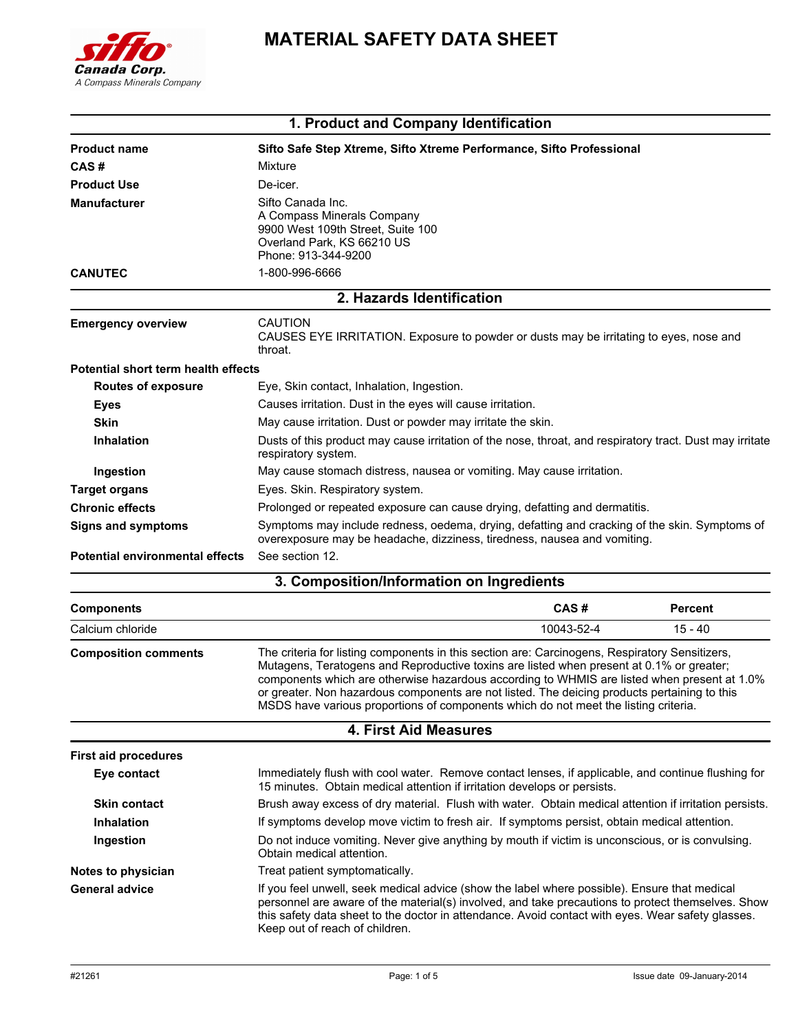Sifto Canada Corp.
*A Compass Minerals Company*

# MATERIAL SAFETY DATA SHEET

## 1. Product and Company Identification

| | |
|---|---|
| **Product name** | **Sifto Safe Step Xtreme, Sifto Xtreme Performance, Sifto Professional** |
| **CAS #** | Mixture |
| **Product Use** | De-icer. |
| **Manufacturer** | Sifto Canada Inc.<br>A Compass Minerals Company<br>9900 West 109th Street, Suite 100<br>Overland Park, KS 66210 US<br>Phone: 913-344-9200 |
| **CANUTEC** | 1-800-996-6666 |

## 2. Hazards Identification

**Emergency overview**
CAUTION
CAUSES EYE IRRITATION. Exposure to powder or dusts may be irritating to eyes, nose and throat.

**Potential short term health effects**

- **Routes of exposure**: Eye, Skin contact, Inhalation, Ingestion.
- **Eyes**: Causes irritation. Dust in the eyes will cause irritation.
- **Skin**: May cause irritation. Dust or powder may irritate the skin.
- **Inhalation**: Dusts of this product may cause irritation of the nose, throat, and respiratory tract. Dust may irritate respiratory system.
- **Ingestion**: May cause stomach distress, nausea or vomiting. May cause irritation.

**Target organs**: Eyes. Skin. Respiratory system.

**Chronic effects**: Prolonged or repeated exposure can cause drying, defatting and dermatitis.

**Signs and symptoms**: Symptoms may include redness, oedema, drying, defatting and cracking of the skin. Symptoms of overexposure may be headache, dizziness, tiredness, nausea and vomiting.

**Potential environmental effects**: See section 12.

## 3. Composition/Information on Ingredients

| Components | CAS # | Percent |
|---|---|---|
| Calcium chloride | 10043-52-4 | 15 - 40 |

**Composition comments**: The criteria for listing components in this section are: Carcinogens, Respiratory Sensitizers, Mutagens, Teratogens and Reproductive toxins are listed when present at 0.1% or greater; components which are otherwise hazardous according to WHMIS are listed when present at 1.0% or greater. Non hazardous components are not listed. The deicing products pertaining to this MSDS have various proportions of components which do not meet the listing criteria.

## 4. First Aid Measures

**First aid procedures**

- **Eye contact**: Immediately flush with cool water. Remove contact lenses, if applicable, and continue flushing for 15 minutes. Obtain medical attention if irritation develops or persists.
- **Skin contact**: Brush away excess of dry material. Flush with water. Obtain medical attention if irritation persists.
- **Inhalation**: If symptoms develop move victim to fresh air. If symptoms persist, obtain medical attention.
- **Ingestion**: Do not induce vomiting. Never give anything by mouth if victim is unconscious, or is convulsing. Obtain medical attention.

**Notes to physician**: Treat patient symptomatically.

**General advice**: If you feel unwell, seek medical advice (show the label where possible). Ensure that medical personnel are aware of the material(s) involved, and take precautions to protect themselves. Show this safety data sheet to the doctor in attendance. Avoid contact with eyes. Wear safety glasses. Keep out of reach of children.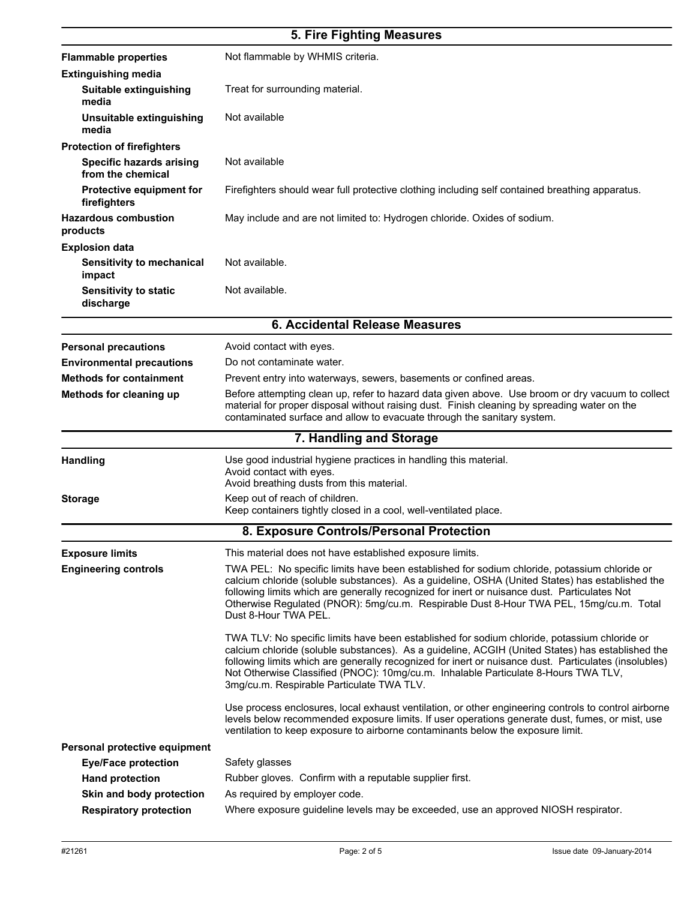## 5. Fire Fighting Measures

| | |
|---|---|
| **Flammable properties** | Not flammable by WHMIS criteria. |
| **Extinguishing media** | |
| **Suitable extinguishing media** | Treat for surrounding material. |
| **Unsuitable extinguishing media** | Not available |
| **Protection of firefighters** | |
| **Specific hazards arising from the chemical** | Not available |
| **Protective equipment for firefighters** | Firefighters should wear full protective clothing including self contained breathing apparatus. |
| **Hazardous combustion products** | May include and are not limited to: Hydrogen chloride. Oxides of sodium. |
| **Explosion data** | |
| **Sensitivity to mechanical impact** | Not available. |
| **Sensitivity to static discharge** | Not available. |

## 6. Accidental Release Measures

| | |
|---|---|
| **Personal precautions** | Avoid contact with eyes. |
| **Environmental precautions** | Do not contaminate water. |
| **Methods for containment** | Prevent entry into waterways, sewers, basements or confined areas. |
| **Methods for cleaning up** | Before attempting clean up, refer to hazard data given above. Use broom or dry vacuum to collect material for proper disposal without raising dust. Finish cleaning by spreading water on the contaminated surface and allow to evacuate through the sanitary system. |

## 7. Handling and Storage

| | |
|---|---|
| **Handling** | Use good industrial hygiene practices in handling this material.<br>Avoid contact with eyes.<br>Avoid breathing dusts from this material. |
| **Storage** | Keep out of reach of children.<br>Keep containers tightly closed in a cool, well-ventilated place. |

## 8. Exposure Controls/Personal Protection

| | |
|---|---|
| **Exposure limits** | This material does not have established exposure limits. |
| **Engineering controls** | TWA PEL: No specific limits have been established for sodium chloride, potassium chloride or calcium chloride (soluble substances). As a guideline, OSHA (United States) has established the following limits which are generally recognized for inert or nuisance dust. Particulates Not Otherwise Regulated (PNOR): 5mg/cu.m. Respirable Dust 8-Hour TWA PEL, 15mg/cu.m. Total Dust 8-Hour TWA PEL.<br><br>TWA TLV: No specific limits have been established for sodium chloride, potassium chloride or calcium chloride (soluble substances). As a guideline, ACGIH (United States) has established the following limits which are generally recognized for inert or nuisance dust. Particulates (insolubles) Not Otherwise Classified (PNOC): 10mg/cu.m. Inhalable Particulate 8-Hours TWA TLV, 3mg/cu.m. Respirable Particulate TWA TLV.<br><br>Use process enclosures, local exhaust ventilation, or other engineering controls to control airborne levels below recommended exposure limits. If user operations generate dust, fumes, or mist, use ventilation to keep exposure to airborne contaminants below the exposure limit. |
| **Personal protective equipment** | |
| **Eye/Face protection** | Safety glasses |
| **Hand protection** | Rubber gloves. Confirm with a reputable supplier first. |
| **Skin and body protection** | As required by employer code. |
| **Respiratory protection** | Where exposure guideline levels may be exceeded, use an approved NIOSH respirator. |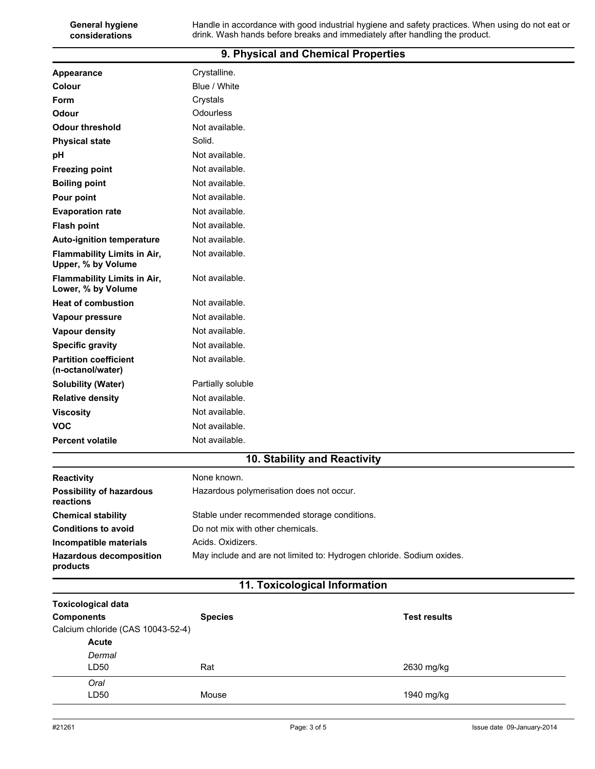| | |
|---|---|
| **General hygiene considerations** | Handle in accordance with good industrial hygiene and safety practices. When using do not eat or drink. Wash hands before breaks and immediately after handling the product. |

## 9. Physical and Chemical Properties

| | |
|---|---|
| **Appearance** | Crystalline. |
| **Colour** | Blue / White |
| **Form** | Crystals |
| **Odour** | Odourless |
| **Odour threshold** | Not available. |
| **Physical state** | Solid. |
| **pH** | Not available. |
| **Freezing point** | Not available. |
| **Boiling point** | Not available. |
| **Pour point** | Not available. |
| **Evaporation rate** | Not available. |
| **Flash point** | Not available. |
| **Auto-ignition temperature** | Not available. |
| **Flammability Limits in Air, Upper, % by Volume** | Not available. |
| **Flammability Limits in Air, Lower, % by Volume** | Not available. |
| **Heat of combustion** | Not available. |
| **Vapour pressure** | Not available. |
| **Vapour density** | Not available. |
| **Specific gravity** | Not available. |
| **Partition coefficient (n-octanol/water)** | Not available. |
| **Solubility (Water)** | Partially soluble |
| **Relative density** | Not available. |
| **Viscosity** | Not available. |
| **VOC** | Not available. |
| **Percent volatile** | Not available. |

## 10. Stability and Reactivity

| | |
|---|---|
| **Reactivity** | None known. |
| **Possibility of hazardous reactions** | Hazardous polymerisation does not occur. |
| **Chemical stability** | Stable under recommended storage conditions. |
| **Conditions to avoid** | Do not mix with other chemicals. |
| **Incompatible materials** | Acids. Oxidizers. |
| **Hazardous decomposition products** | May include and are not limited to: Hydrogen chloride. Sodium oxides. |

## 11. Toxicological Information

**Toxicological data**

| Components | Species | Test results |
|---|---|---|
| Calcium chloride (CAS 10043-52-4) | | |
| **Acute** | | |
| *Dermal* | | |
| LD50 | Rat | 2630 mg/kg |
| *Oral* | | |
| LD50 | Mouse | 1940 mg/kg |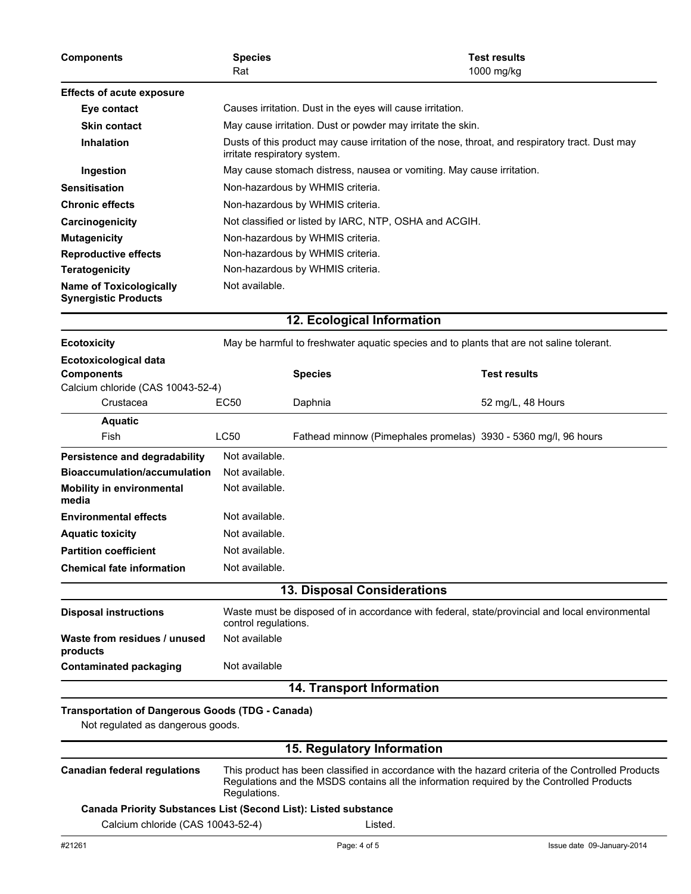| Components | Species | Test results |
|---|---|---|
| | Rat | 1000 mg/kg |

**Effects of acute exposure**

| | |
|---|---|
| **Eye contact** | Causes irritation. Dust in the eyes will cause irritation. |
| **Skin contact** | May cause irritation. Dust or powder may irritate the skin. |
| **Inhalation** | Dusts of this product may cause irritation of the nose, throat, and respiratory tract. Dust may irritate respiratory system. |
| **Ingestion** | May cause stomach distress, nausea or vomiting. May cause irritation. |
| **Sensitisation** | Non-hazardous by WHMIS criteria. |
| **Chronic effects** | Non-hazardous by WHMIS criteria. |
| **Carcinogenicity** | Not classified or listed by IARC, NTP, OSHA and ACGIH. |
| **Mutagenicity** | Non-hazardous by WHMIS criteria. |
| **Reproductive effects** | Non-hazardous by WHMIS criteria. |
| **Teratogenicity** | Non-hazardous by WHMIS criteria. |
| **Name of Toxicologically Synergistic Products** | Not available. |

## 12. Ecological Information

**Ecotoxicity** May be harmful to freshwater aquatic species and to plants that are not saline tolerant.

**Ecotoxicological data**

| Components | | Species | Test results |
|---|---|---|---|
| Calcium chloride (CAS 10043-52-4) | | | |
| Crustacea | EC50 | Daphnia | 52 mg/L, 48 Hours |
| **Aquatic** | | | |
| Fish | LC50 | Fathead minnow (Pimephales promelas) | 3930 - 5360 mg/l, 96 hours |

| | |
|---|---|
| **Persistence and degradability** | Not available. |
| **Bioaccumulation/accumulation** | Not available. |
| **Mobility in environmental media** | Not available. |
| **Environmental effects** | Not available. |
| **Aquatic toxicity** | Not available. |
| **Partition coefficient** | Not available. |
| **Chemical fate information** | Not available. |

## 13. Disposal Considerations

| | |
|---|---|
| **Disposal instructions** | Waste must be disposed of in accordance with federal, state/provincial and local environmental control regulations. |
| **Waste from residues / unused products** | Not available |
| **Contaminated packaging** | Not available |

## 14. Transport Information

**Transportation of Dangerous Goods (TDG - Canada)**

Not regulated as dangerous goods.

## 15. Regulatory Information

**Canadian federal regulations** This product has been classified in accordance with the hazard criteria of the Controlled Products Regulations and the MSDS contains all the information required by the Controlled Products Regulations.

**Canada Priority Substances List (Second List): Listed substance**

| | |
|---|---|
| Calcium chloride (CAS 10043-52-4) | Listed. |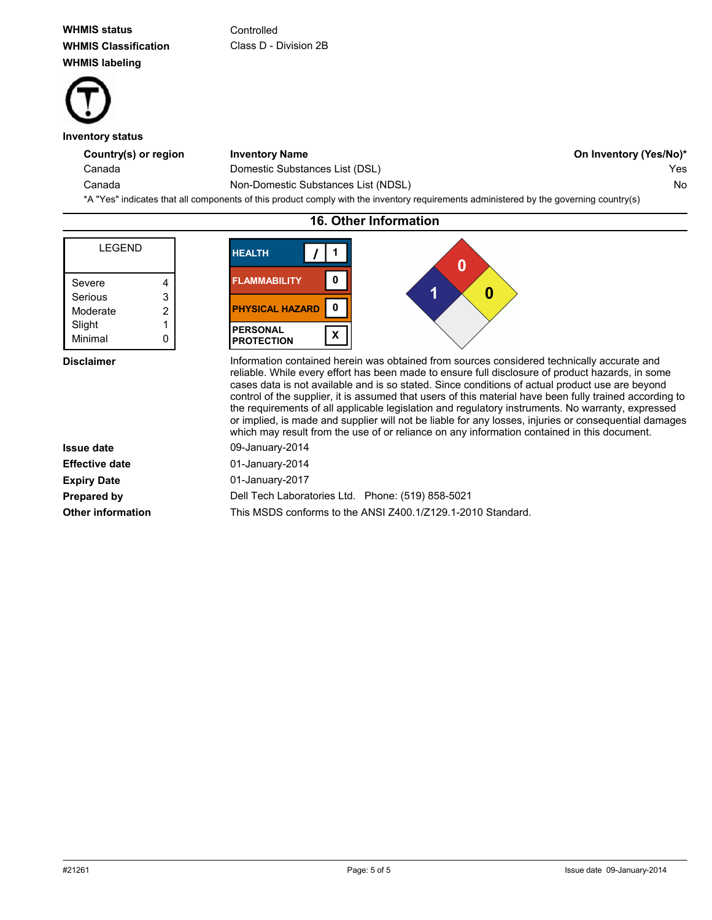**WHMIS status** Controlled

**WHMIS Classification** Class D - Division 2B

**WHMIS labeling**

**Inventory status**

| Country(s) or region | Inventory Name | On Inventory (Yes/No)* |
|---|---|---|
| Canada | Domestic Substances List (DSL) | Yes |
| Canada | Non-Domestic Substances List (NDSL) | No |

*A "Yes" indicates that all components of this product comply with the inventory requirements administered by the governing country(s)

## 16. Other Information

| LEGEND | |
|---|---|
| Severe | 4 |
| Serious | 3 |
| Moderate | 2 |
| Slight | 1 |
| Minimal | 0 |

| | |
|---|---|
| HEALTH | / 1 |
| FLAMMABILITY | 0 |
| PHYSICAL HAZARD | 0 |
| PERSONAL PROTECTION | X |

0
1
0

**Disclaimer**

Information contained herein was obtained from sources considered technically accurate and reliable. While every effort has been made to ensure full disclosure of product hazards, in some cases data is not available and is so stated. Since conditions of actual product use are beyond control of the supplier, it is assumed that users of this material have been fully trained according to the requirements of all applicable legislation and regulatory instruments. No warranty, expressed or implied, is made and supplier will not be liable for any losses, injuries or consequential damages which may result from the use of or reliance on any information contained in this document.

**Issue date** 09-January-2014

**Effective date** 01-January-2014

**Expiry Date** 01-January-2017

**Prepared by** Dell Tech Laboratories Ltd. Phone: (519) 858-5021

**Other information** This MSDS conforms to the ANSI Z400.1/Z129.1-2010 Standard.